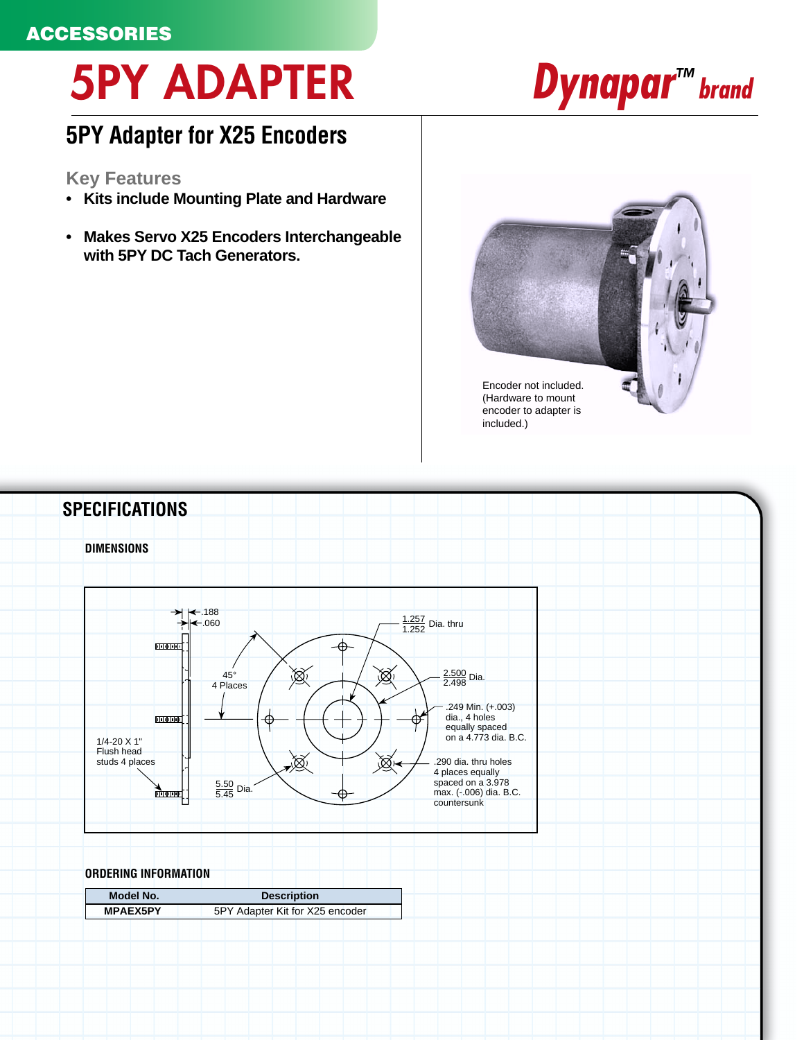ACCESSORIES

# 5PY ADAPTER

Dynapar™ brand

## 5PY Adapter for X25 Encoders

### Key Features

- **Kits include Mounting Plate and Hardware**
- **Makes Servo X25 Encoders Interchangeable with 5PY DC Tach Generators.**

Encoder not included. (Hardware to mount encoder to adapter is included.)

## SPECIFICATIONS

### DIMENSIONS

.188
.060

1/4-20 X 1" Flush head studs 4 places

45° 4 Places

$\frac{5.50}{5.45}$ Dia.

$\frac{1.257}{1.252}$ Dia. thru

$\frac{2.500}{2.498}$ Dia.

.249 Min. (+.003) dia., 4 holes equally spaced on a 4.773 dia. B.C.

.290 dia. thru holes 4 places equally spaced on a 3.978 max. (-.006) dia. B.C. countersunk

### ORDERING INFORMATION

| Model No. | Description |
|---|---|
| **MPAEX5PY** | 5PY Adapter Kit for X25 encoder |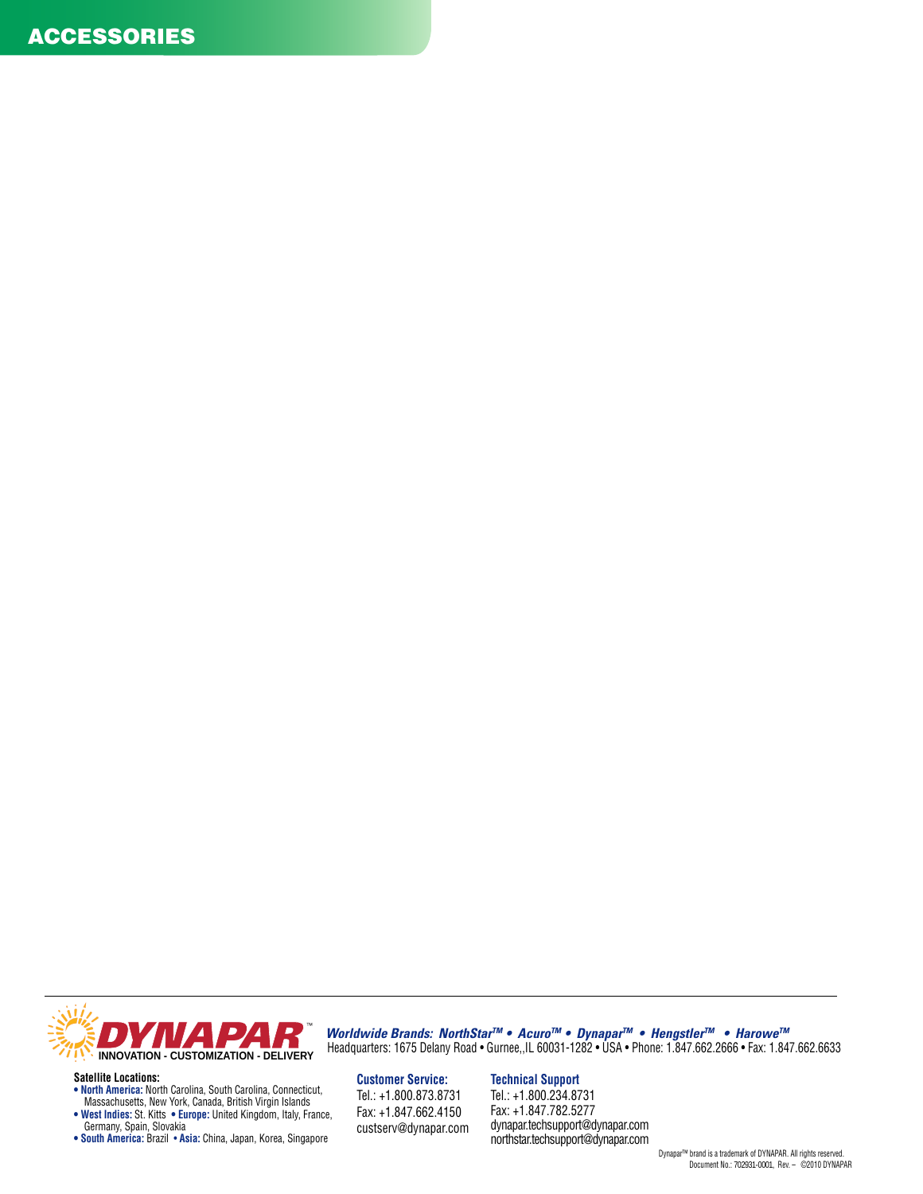# ACCESSORIES

DYNAPAR™
INNOVATION - CUSTOMIZATION - DELIVERY

***Worldwide Brands: NorthStar™ • Acuro™ • Dynapar™ • Hengstler™ • Harowe™***
Headquarters: 1675 Delany Road • Gurnee,,IL 60031-1282 • USA • Phone: 1.847.662.2666 • Fax: 1.847.662.6633

**Satellite Locations:**
- **North America:** North Carolina, South Carolina, Connecticut, Massachusetts, New York, Canada, British Virgin Islands
- **West Indies:** St. Kitts • **Europe:** United Kingdom, Italy, France, Germany, Spain, Slovakia
- **South America:** Brazil • **Asia:** China, Japan, Korea, Singapore

**Customer Service:**
Tel.: +1.800.873.8731
Fax: +1.847.662.4150
custserv@dynapar.com

**Technical Support**
Tel.: +1.800.234.8731
Fax: +1.847.782.5277
dynapar.techsupport@dynapar.com
northstar.techsupport@dynapar.com

Dynapar™ brand is a trademark of DYNAPAR. All rights reserved.
Document No.: 702931-0001, Rev. – ©2010 DYNAPAR